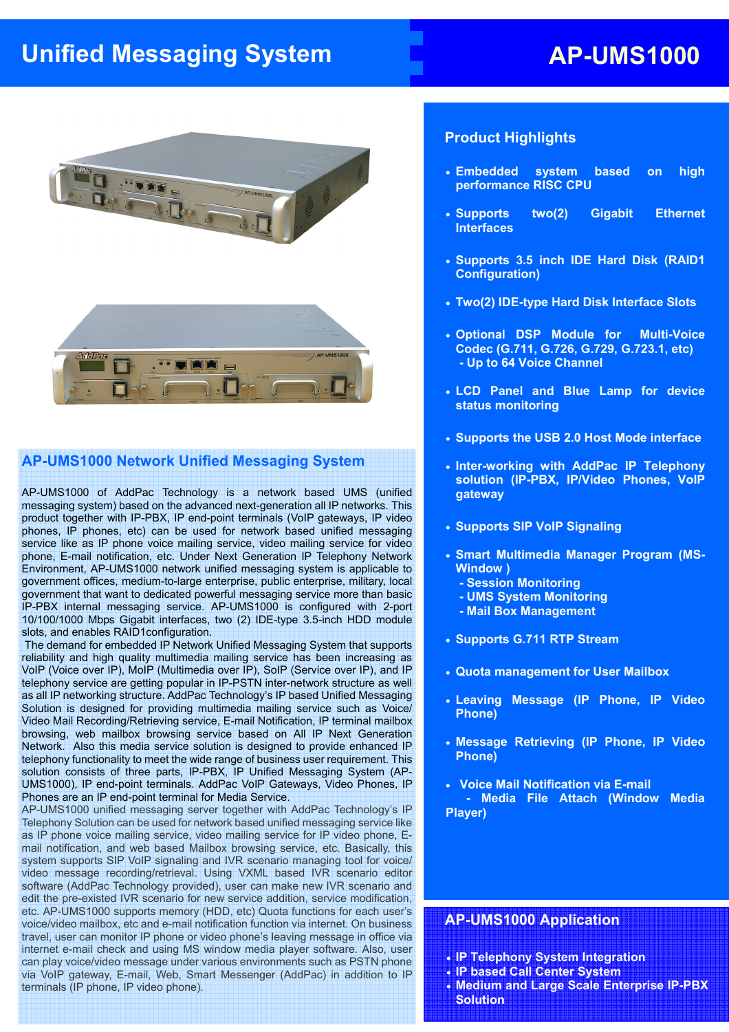# Unified Messaging System

# AP-UMS1000

## AP-UMS1000 Network Unified Messaging System

AP-UMS1000 of AddPac Technology is a network based UMS (unified messaging system) based on the advanced next-generation all IP networks. This product together with IP-PBX, IP end-point terminals (VoIP gateways, IP video phones, IP phones, etc) can be used for network based unified messaging service like as IP phone voice mailing service, video mailing service for video phone, E-mail notification, etc. Under Next Generation IP Telephony Network Environment, AP-UMS1000 network unified messaging system is applicable to government offices, medium-to-large enterprise, public enterprise, military, local government that want to dedicated powerful messaging service more than basic IP-PBX internal messaging service. AP-UMS1000 is configured with 2-port 10/100/1000 Mbps Gigabit interfaces, two (2) IDE-type 3.5-inch HDD module slots, and enables RAID1configuration.

The demand for embedded IP Network Unified Messaging System that supports reliability and high quality multimedia mailing service has been increasing as VoIP (Voice over IP), MoIP (Multimedia over IP), SoIP (Service over IP), and IP telephony service are getting popular in IP-PSTN inter-network structure as well as all IP networking structure. AddPac Technology's IP based Unified Messaging Solution is designed for providing multimedia mailing service such as Voice/ Video Mail Recording/Retrieving service, E-mail Notification, IP terminal mailbox browsing, web mailbox browsing service based on All IP Next Generation Network. Also this media service solution is designed to provide enhanced IP telephony functionality to meet the wide range of business user requirement. This solution consists of three parts, IP-PBX, IP Unified Messaging System (AP-UMS1000), IP end-point terminals. AddPac VoIP Gateways, Video Phones, IP Phones are an IP end-point terminal for Media Service.

AP-UMS1000 unified messaging server together with AddPac Technology's IP Telephony Solution can be used for network based unified messaging service like as IP phone voice mailing service, video mailing service for IP video phone, E-mail notification, and web based Mailbox browsing service, etc. Basically, this system supports SIP VoIP signaling and IVR scenario managing tool for voice/ video message recording/retrieval. Using VXML based IVR scenario editor software (AddPac Technology provided), user can make new IVR scenario and edit the pre-existed IVR scenario for new service addition, service modification, etc. AP-UMS1000 supports memory (HDD, etc) Quota functions for each user's voice/video mailbox, etc and e-mail notification function via internet. On business travel, user can monitor IP phone or video phone's leaving message in office via internet e-mail check and using MS window media player software. Also, user can play voice/video message under various environments such as PSTN phone via VoIP gateway, E-mail, Web, Smart Messenger (AddPac) in addition to IP terminals (IP phone, IP video phone).

## Product Highlights

- **Embedded system based on high performance RISC CPU**
- **Supports two(2) Gigabit Ethernet Interfaces**
- **Supports 3.5 inch IDE Hard Disk (RAID1 Configuration)**
- **Two(2) IDE-type Hard Disk Interface Slots**
- **Optional DSP Module for Multi-Voice Codec (G.711, G.726, G.729, G.723.1, etc)**
  - **Up to 64 Voice Channel**
- **LCD Panel and Blue Lamp for device status monitoring**
- **Supports the USB 2.0 Host Mode interface**
- **Inter-working with AddPac IP Telephony solution (IP-PBX, IP/Video Phones, VoIP gateway**
- **Supports SIP VoIP Signaling**
- **Smart Multimedia Manager Program (MS-Window )**
  - **Session Monitoring**
  - **UMS System Monitoring**
  - **Mail Box Management**
- **Supports G.711 RTP Stream**
- **Quota management for User Mailbox**
- **Leaving Message (IP Phone, IP Video Phone)**
- **Message Retrieving (IP Phone, IP Video Phone)**
- **Voice Mail Notification via E-mail**
  - **Media File Attach (Window Media Player)**

## AP-UMS1000 Application

- **IP Telephony System Integration**
- **IP based Call Center System**
- **Medium and Large Scale Enterprise IP-PBX Solution**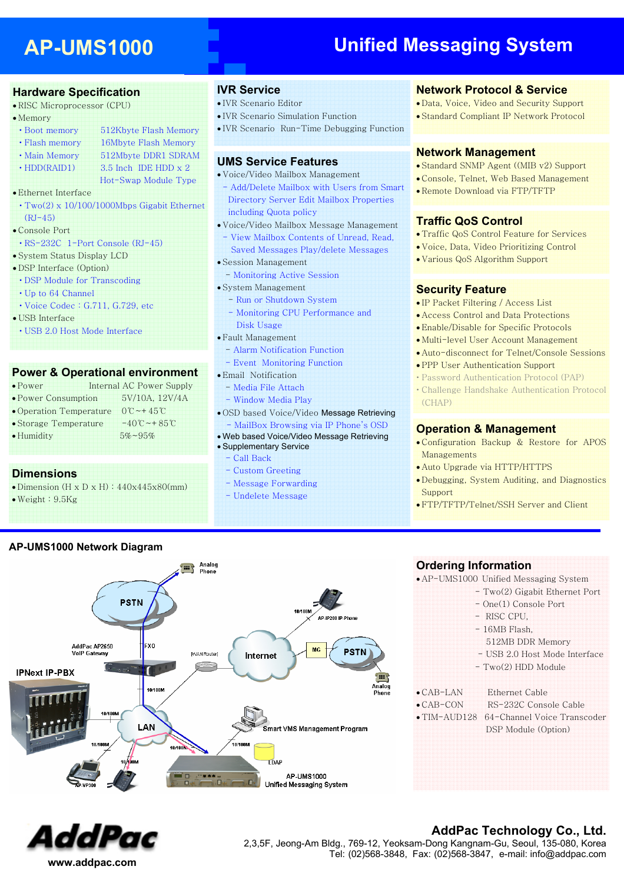# AP-UMS1000 Unified Messaging System

## Hardware Specification

- RISC Microprocessor (CPU)
- Memory
  - Boot memory 512Kbyte Flash Memory
  - Flash memory 16Mbyte Flash Memory
  - Main Memory 512Mbyte DDR1 SDRAM
  - HDD(RAID1) 3.5 Inch IDE HDD x 2 Hot-Swap Module Type
- Ethernet Interface
  - Two(2) x 10/100/1000Mbps Gigabit Ethernet (RJ-45)
- Console Port
  - RS-232C 1-Port Console (RJ-45)
- System Status Display LCD
- DSP Interface (Option)
  - DSP Module for Transcoding
  - Up to 64 Channel
  - Voice Codec : G.711, G.729, etc
- USB Interface
  - USB 2.0 Host Mode Interface

## Power & Operational environment

- Power Internal AC Power Supply
- Power Consumption 5V/10A, 12V/4A
- Operation Temperature 0℃~+45℃
- Storage Temperature -40℃~+85℃
- Humidity 5%~95%

## Dimensions

- Dimension (H x D x H) : 440x445x80(mm)
- Weight : 9.5Kg

## IVR Service

- IVR Scenario Editor
- IVR Scenario Simulation Function
- IVR Scenario Run-Time Debugging Function

## UMS Service Features

- Voice/Video Mailbox Management
  - Add/Delete Mailbox with Users from Smart Directory Server Edit Mailbox Properties including Quota policy
- Voice/Video Mailbox Message Management
  - View Mailbox Contents of Unread, Read, Saved Messages Play/delete Messages
- Session Management
  - Monitoring Active Session
- System Management
  - Run or Shutdown System
  - Monitoring CPU Performance and Disk Usage
- Fault Management
  - Alarm Notification Function
  - Event Monitoring Function
- Email Notification
  - Media File Attach
  - Window Media Play
- OSD based Voice/Video Message Retrieving
  - MailBox Browsing via IP Phone's OSD
- Web based Voice/Video Message Retrieving
- Supplementary Service
  - Call Back
  - Custom Greeting
  - Message Forwarding
  - Undelete Message

## Network Protocol & Service

- Data, Voice, Video and Security Support
- Standard Compliant IP Network Protocol

## Network Management

- Standard SNMP Agent ((MIB v2) Support
- Console, Telnet, Web Based Management
- Remote Download via FTP/TFTP

## Traffic QoS Control

- Traffic QoS Control Feature for Services
- Voice, Data, Video Prioritizing Control
- Various QoS Algorithm Support

## Security Feature

- IP Packet Filtering / Access List
- Access Control and Data Protections
- Enable/Disable for Specific Protocols
- Multi-level User Account Management
- Auto-disconnect for Telnet/Console Sessions
- PPP User Authentication Support
  - Password Authentication Protocol (PAP)
  - Challenge Handshake Authentication Protocol (CHAP)

## Operation & Management

- Configuration Backup & Restore for APOS Managements
- Auto Upgrade via HTTP/HTTPS
- Debugging, System Auditing, and Diagnostics Support
- FTP/TFTP/Telnet/SSH Server and Client

## AP-UMS1000 Network Diagram

Analog Phone
PSTN
AddPac AP2650 VoIP Gateway
FXO
IPNext IP-PBX
WAN Router
Internet
10/100M
AP-IP200 IP-Phone
MG
PSTN
Analog Phone
10/100M
LAN
10/100M
10/100M
10/100M
10/100M
AP-VP300
Smart VMS Management Program
10/100M
LDAP
AP-UMS1000
Unified Messaging System

## Ordering Information

- AP-UMS1000 Unified Messaging System
  - Two(2) Gigabit Ethernet Port
  - One(1) Console Port
  - RISC CPU,
  - 16MB Flash, 512MB DDR Memory
  - USB 2.0 Host Mode Interface
  - Two(2) HDD Module
- CAB-LAN Ethernet Cable
- CAB-CON RS-232C Console Cable
- TIM-AUD128 64-Channel Voice Transcoder DSP Module (Option)

AddPac

www.addpac.com

**AddPac Technology Co., Ltd.**
2,3,5F, Jeong-Am Bldg., 769-12, Yeoksam-Dong Kangnam-Gu, Seoul, 135-080, Korea
Tel: (02)568-3848, Fax: (02)568-3847, e-mail: info@addpac.com